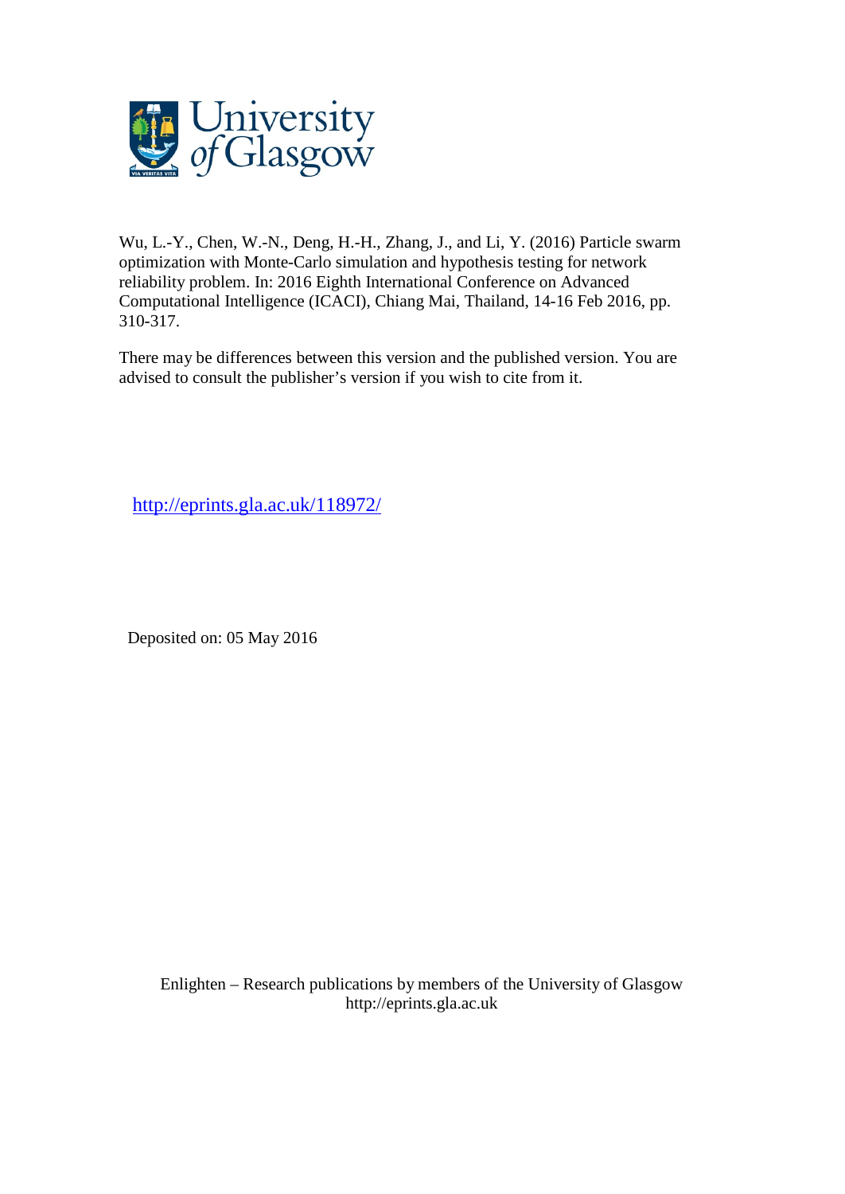University of Glasgow

Wu, L.-Y., Chen, W.-N., Deng, H.-H., Zhang, J., and Li, Y. (2016) Particle swarm optimization with Monte-Carlo simulation and hypothesis testing for network reliability problem. In: 2016 Eighth International Conference on Advanced Computational Intelligence (ICACI), Chiang Mai, Thailand, 14-16 Feb 2016, pp. 310-317.

There may be differences between this version and the published version. You are advised to consult the publisher's version if you wish to cite from it.

http://eprints.gla.ac.uk/118972/

Deposited on: 05 May 2016

Enlighten – Research publications by members of the University of Glasgow
http://eprints.gla.ac.uk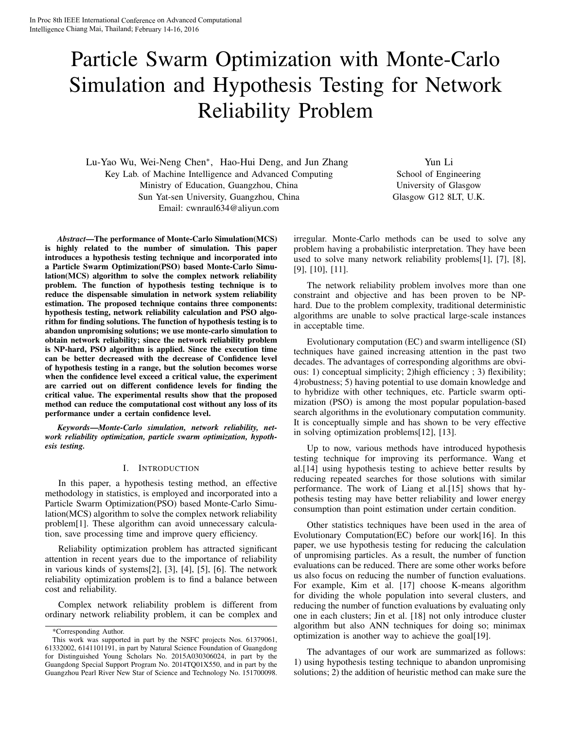In Proc 8th IEEE International Conference on Advanced Computational Intelligence Chiang Mai, Thailand; February 14-16, 2016

# Particle Swarm Optimization with Monte-Carlo Simulation and Hypothesis Testing for Network Reliability Problem

Lu-Yao Wu, Wei-Neng Chen*, Hao-Hui Deng, and Jun Zhang
Key Lab. of Machine Intelligence and Advanced Computing
Ministry of Education, Guangzhou, China
Sun Yat-sen University, Guangzhou, China
Email: cwnraul634@aliyun.com

Yun Li
School of Engineering
University of Glasgow
Glasgow G12 8LT, U.K.

***Abstract*—The performance of Monte-Carlo Simulation(MCS) is highly related to the number of simulation. This paper introduces a hypothesis testing technique and incorporated into a Particle Swarm Optimization(PSO) based Monte-Carlo Simulation(MCS) algorithm to solve the complex network reliability problem. The function of hypothesis testing technique is to reduce the dispensable simulation in network system reliability estimation. The proposed technique contains three components: hypothesis testing, network reliability calculation and PSO algorithm for finding solutions. The function of hypothesis testing is to abandon unpromising solutions; we use monte-carlo simulation to obtain network reliability; since the network reliability problem is NP-hard, PSO algorithm is applied. Since the execution time can be better decreased with the decrease of Confidence level of hypothesis testing in a range, but the solution becomes worse when the confidence level exceed a critical value, the experiment are carried out on different confidence levels for finding the critical value. The experimental results show that the proposed method can reduce the computational cost without any loss of its performance under a certain confidence level.**

***Keywords*—*Monte-Carlo simulation, network reliability, network reliability optimization, particle swarm optimization, hypothesis testing.***

## I. Introduction

In this paper, a hypothesis testing method, an effective methodology in statistics, is employed and incorporated into a Particle Swarm Optimization(PSO) based Monte-Carlo Simulation(MCS) algorithm to solve the complex network reliability problem[1]. These algorithm can avoid unnecessary calculation, save processing time and improve query efficiency.

Reliability optimization problem has attracted significant attention in recent years due to the importance of reliability in various kinds of systems[2], [3], [4], [5], [6]. The network reliability optimization problem is to find a balance between cost and reliability.

Complex network reliability problem is different from ordinary network reliability problem, it can be complex and irregular. Monte-Carlo methods can be used to solve any problem having a probabilistic interpretation. They have been used to solve many network reliability problems[1], [7], [8], [9], [10], [11].

The network reliability problem involves more than one constraint and objective and has been proven to be NP-hard. Due to the problem complexity, traditional deterministic algorithms are unable to solve practical large-scale instances in acceptable time.

Evolutionary computation (EC) and swarm intelligence (SI) techniques have gained increasing attention in the past two decades. The advantages of corresponding algorithms are obvious: 1) conceptual simplicity; 2)high efficiency ; 3) flexibility; 4)robustness; 5) having potential to use domain knowledge and to hybridize with other techniques, etc. Particle swarm optimization (PSO) is among the most popular population-based search algorithms in the evolutionary computation community. It is conceptually simple and has shown to be very effective in solving optimization problems[12], [13].

Up to now, various methods have introduced hypothesis testing technique for improving its performance. Wang et al.[14] using hypothesis testing to achieve better results by reducing repeated searches for those solutions with similar performance. The work of Liang et al.[15] shows that hypothesis testing may have better reliability and lower energy consumption than point estimation under certain condition.

Other statistics techniques have been used in the area of Evolutionary Computation(EC) before our work[16]. In this paper, we use hypothesis testing for reducing the calculation of unpromising particles. As a result, the number of function evaluations can be reduced. There are some other works before us also focus on reducing the number of function evaluations. For example, Kim et al. [17] choose K-means algorithm for dividing the whole population into several clusters, and reducing the number of function evaluations by evaluating only one in each clusters; Jin et al. [18] not only introduce cluster algorithm but also ANN techniques for doing so; minimax optimization is another way to achieve the goal[19].

The advantages of our work are summarized as follows: 1) using hypothesis testing technique to abandon unpromising solutions; 2) the addition of heuristic method can make sure the

*Corresponding Author.

This work was supported in part by the NSFC projects Nos. 61379061, 61332002, 6141101191, in part by Natural Science Foundation of Guangdong for Distinguished Young Scholars No. 2015A030306024, in part by the Guangdong Special Support Program No. 2014TQ01X550, and in part by the Guangzhou Pearl River New Star of Science and Technology No. 151700098.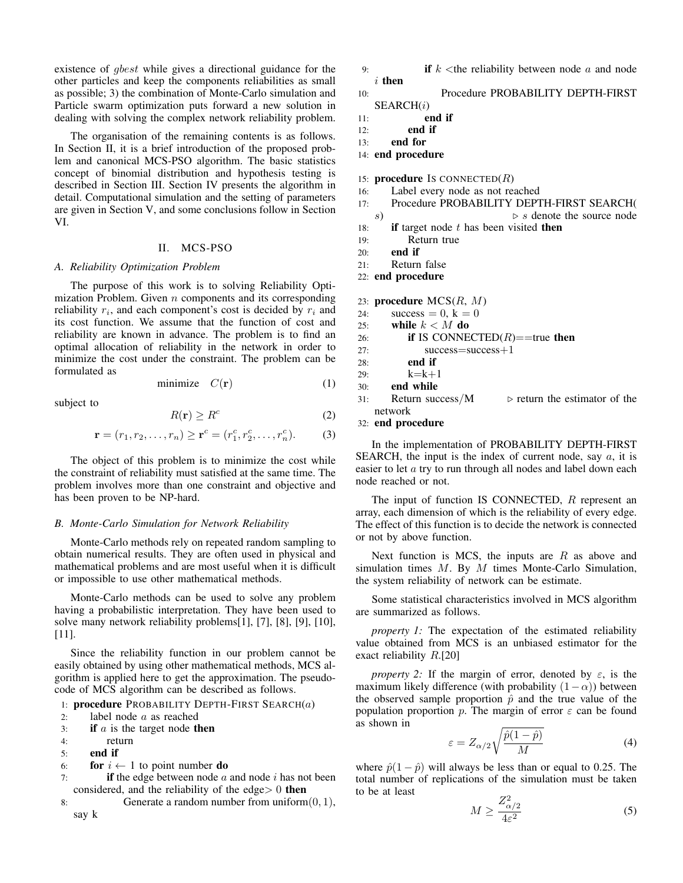existence of $gbest$ while gives a directional guidance for the other particles and keep the components reliabilities as small as possible; 3) the combination of Monte-Carlo simulation and Particle swarm optimization puts forward a new solution in dealing with solving the complex network reliability problem.

The organisation of the remaining contents is as follows. In Section II, it is a brief introduction of the proposed problem and canonical MCS-PSO algorithm. The basic statistics concept of binomial distribution and hypothesis testing is described in Section III. Section IV presents the algorithm in detail. Computational simulation and the setting of parameters are given in Section V, and some conclusions follow in Section VI.

## II. MCS-PSO

### A. Reliability Optimization Problem

The purpose of this work is to solving Reliability Optimization Problem. Given $n$ components and its corresponding reliability $r_i$, and each component's cost is decided by $r_i$ and its cost function. We assume that the function of cost and reliability are known in advance. The problem is to find an optimal allocation of reliability in the network in order to minimize the cost under the constraint. The problem can be formulated as

$$\text{minimize} \quad C(\mathbf{r}) \tag{1}$$

subject to

$$R(\mathbf{r}) \geq R^c \tag{2}$$

$$\mathbf{r} = (r_1, r_2, \ldots, r_n) \geq \mathbf{r}^c = (r_1^c, r_2^c, \ldots, r_n^c). \tag{3}$$

The object of this problem is to minimize the cost while the constraint of reliability must satisfied at the same time. The problem involves more than one constraint and objective and has been proven to be NP-hard.

### B. Monte-Carlo Simulation for Network Reliability

Monte-Carlo methods rely on repeated random sampling to obtain numerical results. They are often used in physical and mathematical problems and are most useful when it is difficult or impossible to use other mathematical methods.

Monte-Carlo methods can be used to solve any problem having a probabilistic interpretation. They have been used to solve many network reliability problems[1], [7], [8], [9], [10], [11].

Since the reliability function in our problem cannot be easily obtained by using other mathematical methods, MCS algorithm is applied here to get the approximation. The pseudo-code of MCS algorithm can be described as follows.

```
1:  procedure PROBABILITY DEPTH-FIRST SEARCH(a)
2:      label node a as reached
3:      if a is the target node then
4:          return
5:      end if
6:      for i ← 1 to point number do
7:          if the edge between node a and node i has not been
            considered, and the reliability of the edge> 0 then
8:              Generate a random number from uniform(0, 1),
                say k
9:              if k <the reliability between node a and node
                i then
10:                 Procedure PROBABILITY DEPTH-FIRST
                    SEARCH(i)
11:             end if
12:         end if
13:     end for
14: end procedure

15: procedure IS CONNECTED(R)
16:     Label every node as not reached
17:     Procedure PROBABILITY DEPTH-FIRST SEARCH(
        s)                              ▷ s denote the source node
18:     if target node t has been visited then
19:         Return true
20:     end if
21:     Return false
22: end procedure

23: procedure MCS(R, M)
24:     success = 0, k = 0
25:     while k < M do
26:         if IS CONNECTED(R)==true then
27:             success=success+1
28:         end if
29:         k=k+1
30:     end while
31:     Return success/M          ▷ return the estimator of the
        network
32: end procedure
```

In the implementation of PROBABILITY DEPTH-FIRST SEARCH, the input is the index of current node, say $a$, it is easier to let $a$ try to run through all nodes and label down each node reached or not.

The input of function IS CONNECTED, $R$ represent an array, each dimension of which is the reliability of every edge. The effect of this function is to decide the network is connected or not by above function.

Next function is MCS, the inputs are $R$ as above and simulation times $M$. By $M$ times Monte-Carlo Simulation, the system reliability of network can be estimate.

Some statistical characteristics involved in MCS algorithm are summarized as follows.

*property 1:* The expectation of the estimated reliability value obtained from MCS is an unbiased estimator for the exact reliability $R$.[20]

*property 2:* If the margin of error, denoted by $\varepsilon$, is the maximum likely difference (with probability $(1-\alpha)$) between the observed sample proportion $\hat{p}$ and the true value of the population proportion $p$. The margin of error $\varepsilon$ can be found as shown in

$$\varepsilon = Z_{\alpha/2}\sqrt{\frac{\hat{p}(1-\hat{p})}{M}} \tag{4}$$

where $\hat{p}(1-\hat{p})$ will always be less than or equal to 0.25. The total number of replications of the simulation must be taken to be at least

$$M \geq \frac{Z_{\alpha/2}^2}{4\varepsilon^2} \tag{5}$$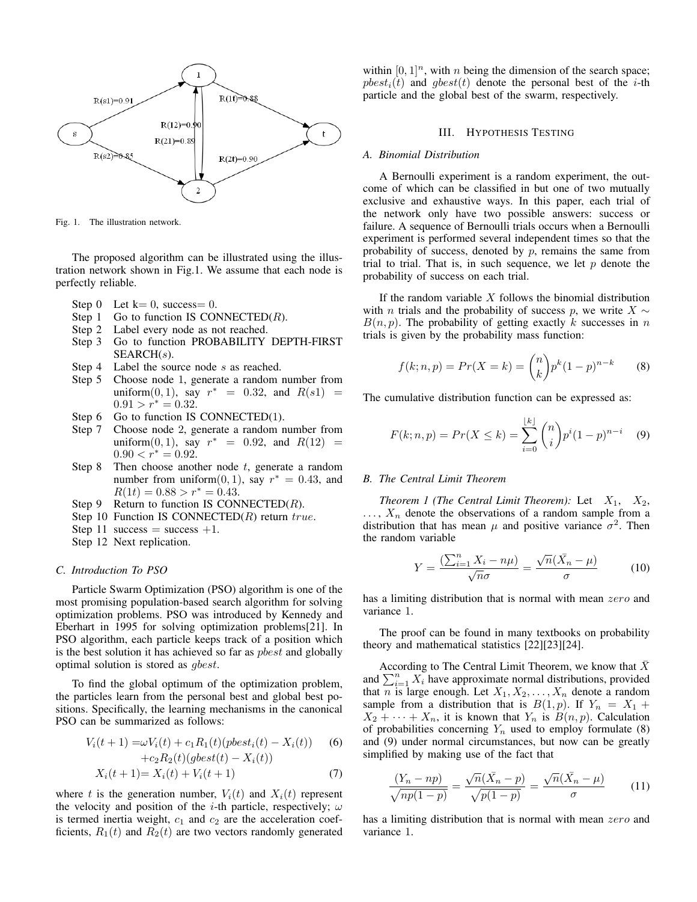Fig. 1. The illustration network.

The proposed algorithm can be illustrated using the illustration network shown in Fig.1. We assume that each node is perfectly reliable.

- Step 0 Let k= 0, success= 0.
- Step 1 Go to function IS CONNECTED($R$).
- Step 2 Label every node as not reached.
- Step 3 Go to function PROBABILITY DEPTH-FIRST SEARCH($s$).
- Step 4 Label the source node $s$ as reached.
- Step 5 Choose node 1, generate a random number from uniform$(0, 1)$, say $r^* = 0.32$, and $R(s1) = 0.91 > r^* = 0.32$.
- Step 6 Go to function IS CONNECTED(1).
- Step 7 Choose node 2, generate a random number from uniform$(0, 1)$, say $r^* = 0.92$, and $R(12) = 0.90 < r^* = 0.92$.
- Step 8 Then choose another node $t$, generate a random number from uniform$(0, 1)$, say $r^* = 0.43$, and $R(1t) = 0.88 > r^* = 0.43$.
- Step 9 Return to function IS CONNECTED($R$).
- Step 10 Function IS CONNECTED($R$) return $true$.
- Step 11 success = success +1.
- Step 12 Next replication.

### C. Introduction To PSO

Particle Swarm Optimization (PSO) algorithm is one of the most promising population-based search algorithm for solving optimization problems. PSO was introduced by Kennedy and Eberhart in 1995 for solving optimization problems[21]. In PSO algorithm, each particle keeps track of a position which is the best solution it has achieved so far as $pbest$ and globally optimal solution is stored as $gbest$.

To find the global optimum of the optimization problem, the particles learn from the personal best and global best positions. Specifically, the learning mechanisms in the canonical PSO can be summarized as follows:

$$V_i(t+1) = \omega V_i(t) + c_1 R_1(t)(pbest_i(t) - X_i(t)) + c_2 R_2(t)(gbest(t) - X_i(t)) \quad (6)$$

$$X_i(t+1) = X_i(t) + V_i(t+1) \quad (7)$$

where $t$ is the generation number, $V_i(t)$ and $X_i(t)$ represent the velocity and position of the $i$-th particle, respectively; $\omega$ is termed inertia weight, $c_1$ and $c_2$ are the acceleration coefficients, $R_1(t)$ and $R_2(t)$ are two vectors randomly generated within $[0, 1]^n$, with $n$ being the dimension of the search space; $pbest_i(t)$ and $gbest(t)$ denote the personal best of the $i$-th particle and the global best of the swarm, respectively.

## III. Hypothesis Testing

### A. Binomial Distribution

A Bernoulli experiment is a random experiment, the outcome of which can be classified in but one of two mutually exclusive and exhaustive ways. In this paper, each trial of the network only have two possible answers: success or failure. A sequence of Bernoulli trials occurs when a Bernoulli experiment is performed several independent times so that the probability of success, denoted by $p$, remains the same from trial to trial. That is, in such sequence, we let $p$ denote the probability of success on each trial.

If the random variable $X$ follows the binomial distribution with $n$ trials and the probability of success $p$, we write $X \sim B(n, p)$. The probability of getting exactly $k$ successes in $n$ trials is given by the probability mass function:

$$f(k; n, p) = Pr(X = k) = \binom{n}{k} p^k (1-p)^{n-k} \quad (8)$$

The cumulative distribution function can be expressed as:

$$F(k; n, p) = Pr(X \le k) = \sum_{i=0}^{\lfloor k \rfloor} \binom{n}{i} p^i (1-p)^{n-i} \quad (9)$$

### B. The Central Limit Theorem

*Theorem 1 (The Central Limit Theorem):* Let $X_1$, $X_2$, $\ldots$, $X_n$ denote the observations of a random sample from a distribution that has mean $\mu$ and positive variance $\sigma^2$. Then the random variable

$$Y = \frac{(\sum_{i=1}^{n} X_i - n\mu)}{\sqrt{n}\sigma} = \frac{\sqrt{n}(\bar{X}_n - \mu)}{\sigma} \quad (10)$$

has a limiting distribution that is normal with mean $zero$ and variance 1.

The proof can be found in many textbooks on probability theory and mathematical statistics [22][23][24].

According to The Central Limit Theorem, we know that $\bar{X}$ and $\sum_{i=1}^{n} X_i$ have approximate normal distributions, provided that $n$ is large enough. Let $X_1, X_2, \ldots, X_n$ denote a random sample from a distribution that is $B(1, p)$. If $Y_n = X_1 + X_2 + \cdots + X_n$, it is known that $Y_n$ is $B(n, p)$. Calculation of probabilities concerning $Y_n$ used to employ formulate (8) and (9) under normal circumstances, but now can be greatly simplified by making use of the fact that

$$\frac{(Y_n - np)}{\sqrt{np(1-p)}} = \frac{\sqrt{n}(\bar{X}_n - p)}{\sqrt{p(1-p)}} = \frac{\sqrt{n}(\bar{X}_n - \mu)}{\sigma} \quad (11)$$

has a limiting distribution that is normal with mean $zero$ and variance 1.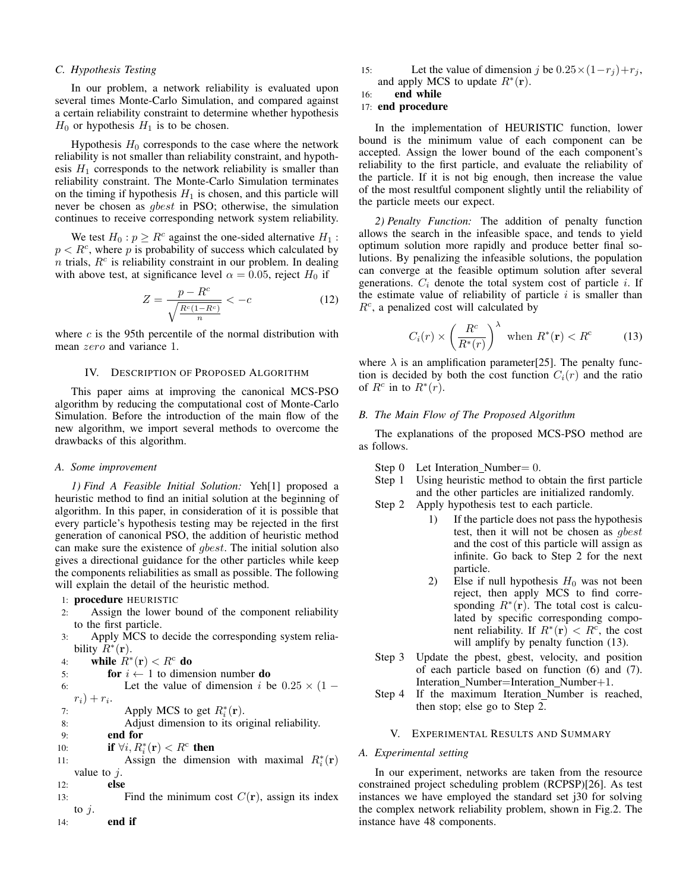### C. Hypothesis Testing

In our problem, a network reliability is evaluated upon several times Monte-Carlo Simulation, and compared against a certain reliability constraint to determine whether hypothesis $H_0$ or hypothesis $H_1$ is to be chosen.

Hypothesis $H_0$ corresponds to the case where the network reliability is not smaller than reliability constraint, and hypothesis $H_1$ corresponds to the network reliability is smaller than reliability constraint. The Monte-Carlo Simulation terminates on the timing if hypothesis $H_1$ is chosen, and this particle will never be chosen as $gbest$ in PSO; otherwise, the simulation continues to receive corresponding network system reliability.

We test $H_0 : p \geq R^c$ against the one-sided alternative $H_1 : p < R^c$, where $p$ is probability of success which calculated by $n$ trials, $R^c$ is reliability constraint in our problem. In dealing with above test, at significance level $\alpha = 0.05$, reject $H_0$ if

$$Z = \frac{p - R^c}{\sqrt{\frac{R^c(1-R^c)}{n}}} < -c \tag{12}$$

where $c$ is the 95th percentile of the normal distribution with mean $zero$ and variance 1.

## IV. Description of Proposed Algorithm

This paper aims at improving the canonical MCS-PSO algorithm by reducing the computational cost of Monte-Carlo Simulation. Before the introduction of the main flow of the new algorithm, we import several methods to overcome the drawbacks of this algorithm.

### A. Some improvement

*1) Find A Feasible Initial Solution:* Yeh[1] proposed a heuristic method to find an initial solution at the beginning of algorithm. In this paper, in consideration of it is possible that every particle's hypothesis testing may be rejected in the first generation of canonical PSO, the addition of heuristic method can make sure the existence of $gbest$. The initial solution also gives a directional guidance for the other particles while keep the components reliabilities as small as possible. The following will explain the detail of the heuristic method.

```
1:  procedure HEURISTIC
2:      Assign the lower bound of the component reliability to the first particle.
3:      Apply MCS to decide the corresponding system reliability R*(r).
4:      while R*(r) < R^c do
5:          for i ← 1 to dimension number do
6:              Let the value of dimension i be 0.25 × (1 − r_i) + r_i.
7:              Apply MCS to get R*_i(r).
8:              Adjust dimension to its original reliability.
9:          end for
10:         if ∀i, R*_i(r) < R^c then
11:             Assign the dimension with maximal R*_i(r) value to j.
12:         else
13:             Find the minimum cost C(r), assign its index to j.
14:         end if
15:         Let the value of dimension j be 0.25×(1−r_j)+r_j, and apply MCS to update R*(r).
16:     end while
17: end procedure
```

In the implementation of HEURISTIC function, lower bound is the minimum value of each component can be accepted. Assign the lower bound of the each component's reliability to the first particle, and evaluate the reliability of the particle. If it is not big enough, then increase the value of the most resultful component slightly until the reliability of the particle meets our expect.

*2) Penalty Function:* The addition of penalty function allows the search in the infeasible space, and tends to yield optimum solution more rapidly and produce better final solutions. By penalizing the infeasible solutions, the population can converge at the feasible optimum solution after several generations. $C_i$ denote the total system cost of particle $i$. If the estimate value of reliability of particle $i$ is smaller than $R^c$, a penalized cost will calculated by

$$C_i(r) \times \left(\frac{R^c}{R^*(r)}\right)^{\lambda} \text{ when } R^*(\mathbf{r}) < R^c \tag{13}$$

where $\lambda$ is an amplification parameter[25]. The penalty function is decided by both the cost function $C_i(r)$ and the ratio of $R^c$ in to $R^*(r)$.

### B. The Main Flow of The Proposed Algorithm

The explanations of the proposed MCS-PSO method are as follows.

- Step 0 Let Interation_Number= 0.
- Step 1 Using heuristic method to obtain the first particle and the other particles are initialized randomly.
- Step 2 Apply hypothesis test to each particle.
  1) If the particle does not pass the hypothesis test, then it will not be chosen as $gbest$ and the cost of this particle will assign as infinite. Go back to Step 2 for the next particle.
  2) Else if null hypothesis $H_0$ was not been reject, then apply MCS to find corresponding $R^*(\mathbf{r})$. The total cost is calculated by specific corresponding component reliability. If $R^*(\mathbf{r}) < R^c$, the cost will amplify by penalty function (13).
- Step 3 Update the pbest, gbest, velocity, and position of each particle based on function (6) and (7). Interation_Number=Interation_Number+1.
- Step 4 If the maximum Iteration_Number is reached, then stop; else go to Step 2.

## V. Experimental Results and Summary

### A. Experimental setting

In our experiment, networks are taken from the resource constrained project scheduling problem (RCPSP)[26]. As test instances we have employed the standard set j30 for solving the complex network reliability problem, shown in Fig.2. The instance have 48 components.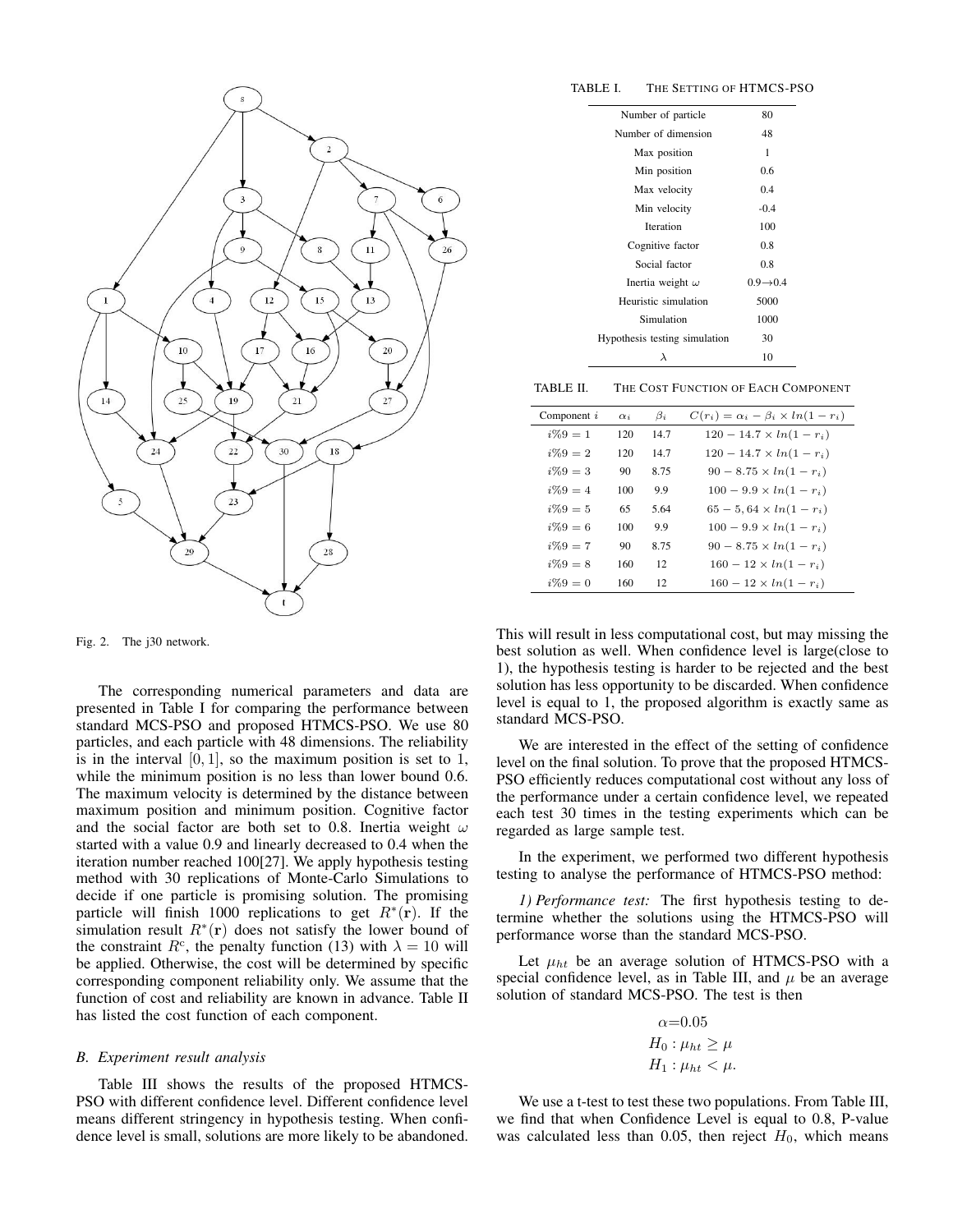Fig. 2. The j30 network.

The corresponding numerical parameters and data are presented in Table I for comparing the performance between standard MCS-PSO and proposed HTMCS-PSO. We use 80 particles, and each particle with 48 dimensions. The reliability is in the interval $[0, 1]$, so the maximum position is set to 1, while the minimum position is no less than lower bound 0.6. The maximum velocity is determined by the distance between maximum position and minimum position. Cognitive factor and the social factor are both set to 0.8. Inertia weight $\omega$ started with a value 0.9 and linearly decreased to 0.4 when the iteration number reached 100[27]. We apply hypothesis testing method with 30 replications of Monte-Carlo Simulations to decide if one particle is promising solution. The promising particle will finish 1000 replications to get $R^*(\mathbf{r})$. If the simulation result $R^*(\mathbf{r})$ does not satisfy the lower bound of the constraint $R^c$, the penalty function (13) with $\lambda = 10$ will be applied. Otherwise, the cost will be determined by specific corresponding component reliability only. We assume that the function of cost and reliability are known in advance. Table II has listed the cost function of each component.

TABLE I. THE SETTING OF HTMCS-PSO

| | |
|---|---|
| Number of particle | 80 |
| Number of dimension | 48 |
| Max position | 1 |
| Min position | 0.6 |
| Max velocity | 0.4 |
| Min velocity | -0.4 |
| Iteration | 100 |
| Cognitive factor | 0.8 |
| Social factor | 0.8 |
| Inertia weight $\omega$ | $0.9 \rightarrow 0.4$ |
| Heuristic simulation | 5000 |
| Simulation | 1000 |
| Hypothesis testing simulation | 30 |
| $\lambda$ | 10 |

TABLE II. THE COST FUNCTION OF EACH COMPONENT

| Component $i$ | $\alpha_i$ | $\beta_i$ | $C(r_i) = \alpha_i - \beta_i \times ln(1 - r_i)$ |
|---|---|---|---|
| $i\%9 = 1$ | 120 | 14.7 | $120 - 14.7 \times ln(1 - r_i)$ |
| $i\%9 = 2$ | 120 | 14.7 | $120 - 14.7 \times ln(1 - r_i)$ |
| $i\%9 = 3$ | 90 | 8.75 | $90 - 8.75 \times ln(1 - r_i)$ |
| $i\%9 = 4$ | 100 | 9.9 | $100 - 9.9 \times ln(1 - r_i)$ |
| $i\%9 = 5$ | 65 | 5.64 | $65 - 5,64 \times ln(1 - r_i)$ |
| $i\%9 = 6$ | 100 | 9.9 | $100 - 9.9 \times ln(1 - r_i)$ |
| $i\%9 = 7$ | 90 | 8.75 | $90 - 8.75 \times ln(1 - r_i)$ |
| $i\%9 = 8$ | 160 | 12 | $160 - 12 \times ln(1 - r_i)$ |
| $i\%9 = 0$ | 160 | 12 | $160 - 12 \times ln(1 - r_i)$ |

### B. Experiment result analysis

Table III shows the results of the proposed HTMCS-PSO with different confidence level. Different confidence level means different stringency in hypothesis testing. When confidence level is small, solutions are more likely to be abandoned. This will result in less computational cost, but may missing the best solution as well. When confidence level is large(close to 1), the hypothesis testing is harder to be rejected and the best solution has less opportunity to be discarded. When confidence level is equal to 1, the proposed algorithm is exactly same as standard MCS-PSO.

We are interested in the effect of the setting of confidence level on the final solution. To prove that the proposed HTMCS-PSO efficiently reduces computational cost without any loss of the performance under a certain confidence level, we repeated each test 30 times in the testing experiments which can be regarded as large sample test.

In the experiment, we performed two different hypothesis testing to analyse the performance of HTMCS-PSO method:

*1) Performance test:* The first hypothesis testing to determine whether the solutions using the HTMCS-PSO will performance worse than the standard MCS-PSO.

Let $\mu_{ht}$ be an average solution of HTMCS-PSO with a special confidence level, as in Table III, and $\mu$ be an average solution of standard MCS-PSO. The test is then

$$\alpha{=}0.05$$
$$H_0 : \mu_{ht} \geq \mu$$
$$H_1 : \mu_{ht} < \mu.$$

We use a t-test to test these two populations. From Table III, we find that when Confidence Level is equal to 0.8, P-value was calculated less than 0.05, then reject $H_0$, which means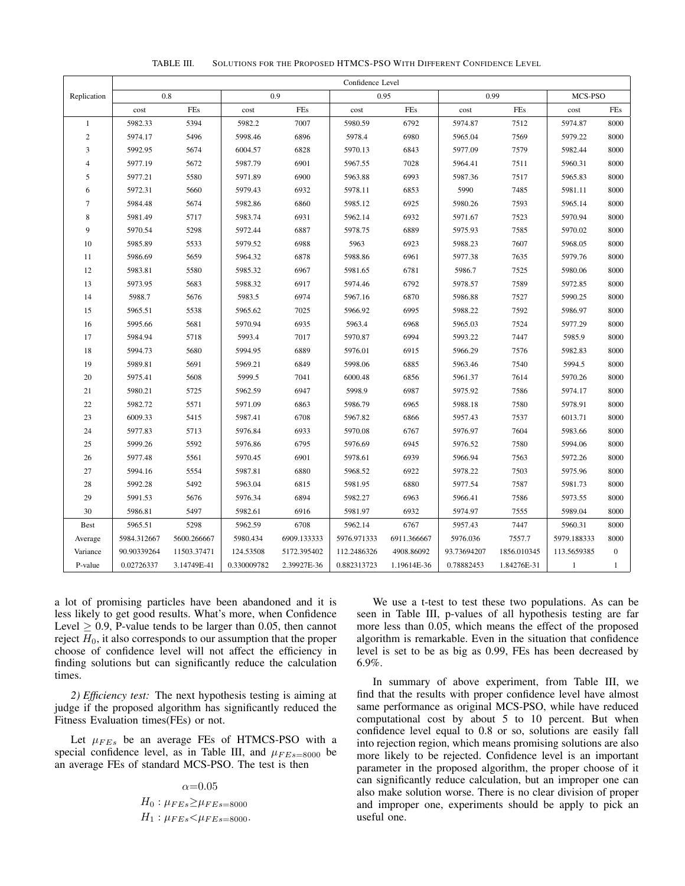TABLE III. Solutions for the Proposed HTMCS-PSO With Different Confidence Level

| Replication | Confidence Level | | | | | | | | | |
|---|---|---|---|---|---|---|---|---|---|---|
| | 0.8 | | 0.9 | | 0.95 | | 0.99 | | MCS-PSO | |
| | cost | FEs | cost | FEs | cost | FEs | cost | FEs | cost | FEs |
| 1 | 5982.33 | 5394 | 5982.2 | 7007 | 5980.59 | 6792 | 5974.87 | 7512 | 5974.87 | 8000 |
| 2 | 5974.17 | 5496 | 5998.46 | 6896 | 5978.4 | 6980 | 5965.04 | 7569 | 5979.22 | 8000 |
| 3 | 5992.95 | 5674 | 6004.57 | 6828 | 5970.13 | 6843 | 5977.09 | 7579 | 5982.44 | 8000 |
| 4 | 5977.19 | 5672 | 5987.79 | 6901 | 5967.55 | 7028 | 5964.41 | 7511 | 5960.31 | 8000 |
| 5 | 5977.21 | 5580 | 5971.89 | 6900 | 5963.88 | 6993 | 5987.36 | 7517 | 5965.83 | 8000 |
| 6 | 5972.31 | 5660 | 5979.43 | 6932 | 5978.11 | 6853 | 5990 | 7485 | 5981.11 | 8000 |
| 7 | 5984.48 | 5674 | 5982.86 | 6860 | 5985.12 | 6925 | 5980.26 | 7593 | 5965.14 | 8000 |
| 8 | 5981.49 | 5717 | 5983.74 | 6931 | 5962.14 | 6932 | 5971.67 | 7523 | 5970.94 | 8000 |
| 9 | 5970.54 | 5298 | 5972.44 | 6887 | 5978.75 | 6889 | 5975.93 | 7585 | 5970.02 | 8000 |
| 10 | 5985.89 | 5533 | 5979.52 | 6988 | 5963 | 6923 | 5988.23 | 7607 | 5968.05 | 8000 |
| 11 | 5986.69 | 5659 | 5964.32 | 6878 | 5988.86 | 6961 | 5977.38 | 7635 | 5979.76 | 8000 |
| 12 | 5983.81 | 5580 | 5985.32 | 6967 | 5981.65 | 6781 | 5986.7 | 7525 | 5980.06 | 8000 |
| 13 | 5973.95 | 5683 | 5988.32 | 6917 | 5974.46 | 6792 | 5978.57 | 7589 | 5972.85 | 8000 |
| 14 | 5988.7 | 5676 | 5983.5 | 6974 | 5967.16 | 6870 | 5986.88 | 7527 | 5990.25 | 8000 |
| 15 | 5965.51 | 5538 | 5965.62 | 7025 | 5966.92 | 6995 | 5988.22 | 7592 | 5986.97 | 8000 |
| 16 | 5995.66 | 5681 | 5970.94 | 6935 | 5963.4 | 6968 | 5965.03 | 7524 | 5977.29 | 8000 |
| 17 | 5984.94 | 5718 | 5993.4 | 7017 | 5970.87 | 6994 | 5993.22 | 7447 | 5985.9 | 8000 |
| 18 | 5994.73 | 5680 | 5994.95 | 6889 | 5976.01 | 6915 | 5966.29 | 7576 | 5982.83 | 8000 |
| 19 | 5989.81 | 5691 | 5969.21 | 6849 | 5998.06 | 6885 | 5963.46 | 7540 | 5994.5 | 8000 |
| 20 | 5975.41 | 5608 | 5999.5 | 7041 | 6000.48 | 6856 | 5961.37 | 7614 | 5970.26 | 8000 |
| 21 | 5980.21 | 5725 | 5962.59 | 6947 | 5998.9 | 6987 | 5975.92 | 7586 | 5974.17 | 8000 |
| 22 | 5982.72 | 5571 | 5971.09 | 6863 | 5986.79 | 6965 | 5988.18 | 7580 | 5978.91 | 8000 |
| 23 | 6009.33 | 5415 | 5987.41 | 6708 | 5967.82 | 6866 | 5957.43 | 7537 | 6013.71 | 8000 |
| 24 | 5977.83 | 5713 | 5976.84 | 6933 | 5970.08 | 6767 | 5976.97 | 7604 | 5983.66 | 8000 |
| 25 | 5999.26 | 5592 | 5976.86 | 6795 | 5976.69 | 6945 | 5976.52 | 7580 | 5994.06 | 8000 |
| 26 | 5977.48 | 5561 | 5970.45 | 6901 | 5978.61 | 6939 | 5966.94 | 7563 | 5972.26 | 8000 |
| 27 | 5994.16 | 5554 | 5987.81 | 6880 | 5968.52 | 6922 | 5978.22 | 7503 | 5975.96 | 8000 |
| 28 | 5992.28 | 5492 | 5963.04 | 6815 | 5981.95 | 6880 | 5977.54 | 7587 | 5981.73 | 8000 |
| 29 | 5991.53 | 5676 | 5976.34 | 6894 | 5982.27 | 6963 | 5966.41 | 7586 | 5973.55 | 8000 |
| 30 | 5986.81 | 5497 | 5982.61 | 6916 | 5981.97 | 6932 | 5974.97 | 7555 | 5989.04 | 8000 |
| Best | 5965.51 | 5298 | 5962.59 | 6708 | 5962.14 | 6767 | 5957.43 | 7447 | 5960.31 | 8000 |
| Average | 5984.312667 | 5600.266667 | 5980.434 | 6909.133333 | 5976.971333 | 6911.366667 | 5976.036 | 7557.7 | 5979.188333 | 8000 |
| Variance | 90.90339264 | 11503.37471 | 124.53508 | 5172.395402 | 112.2486326 | 4908.86092 | 93.73694207 | 1856.010345 | 113.5659385 | 0 |
| P-value | 0.02726337 | 3.14749E-41 | 0.330009782 | 2.39927E-36 | 0.882313723 | 1.19614E-36 | 0.78882453 | 1.84276E-31 | 1 | 1 |

a lot of promising particles have been abandoned and it is less likely to get good results. What's more, when Confidence Level $\geq 0.9$, P-value tends to be larger than 0.05, then cannot reject $H_0$, it also corresponds to our assumption that the proper choose of confidence level will not affect the efficiency in finding solutions but can significantly reduce the calculation times.

*2) Efficiency test:* The next hypothesis testing is aiming at judge if the proposed algorithm has significantly reduced the Fitness Evaluation times(FEs) or not.

Let $\mu_{FEs}$ be an average FEs of HTMCS-PSO with a special confidence level, as in Table III, and $\mu_{FEs=8000}$ be an average FEs of standard MCS-PSO. The test is then

$$\alpha = 0.05$$
$$H_0 : \mu_{FEs} \geq \mu_{FEs=8000}$$
$$H_1 : \mu_{FEs} < \mu_{FEs=8000}.$$

We use a t-test to test these two populations. As can be seen in Table III, p-values of all hypothesis testing are far more less than 0.05, which means the effect of the proposed algorithm is remarkable. Even in the situation that confidence level is set to be as big as 0.99, FEs has been decreased by 6.9%.

In summary of above experiment, from Table III, we find that the results with proper confidence level have almost same performance as original MCS-PSO, while have reduced computational cost by about 5 to 10 percent. But when confidence level equal to 0.8 or so, solutions are easily fall into rejection region, which means promising solutions are also more likely to be rejected. Confidence level is an important parameter in the proposed algorithm, the proper choose of it can significantly reduce calculation, but an improper one can also make solution worse. There is no clear division of proper and improper one, experiments should be apply to pick an useful one.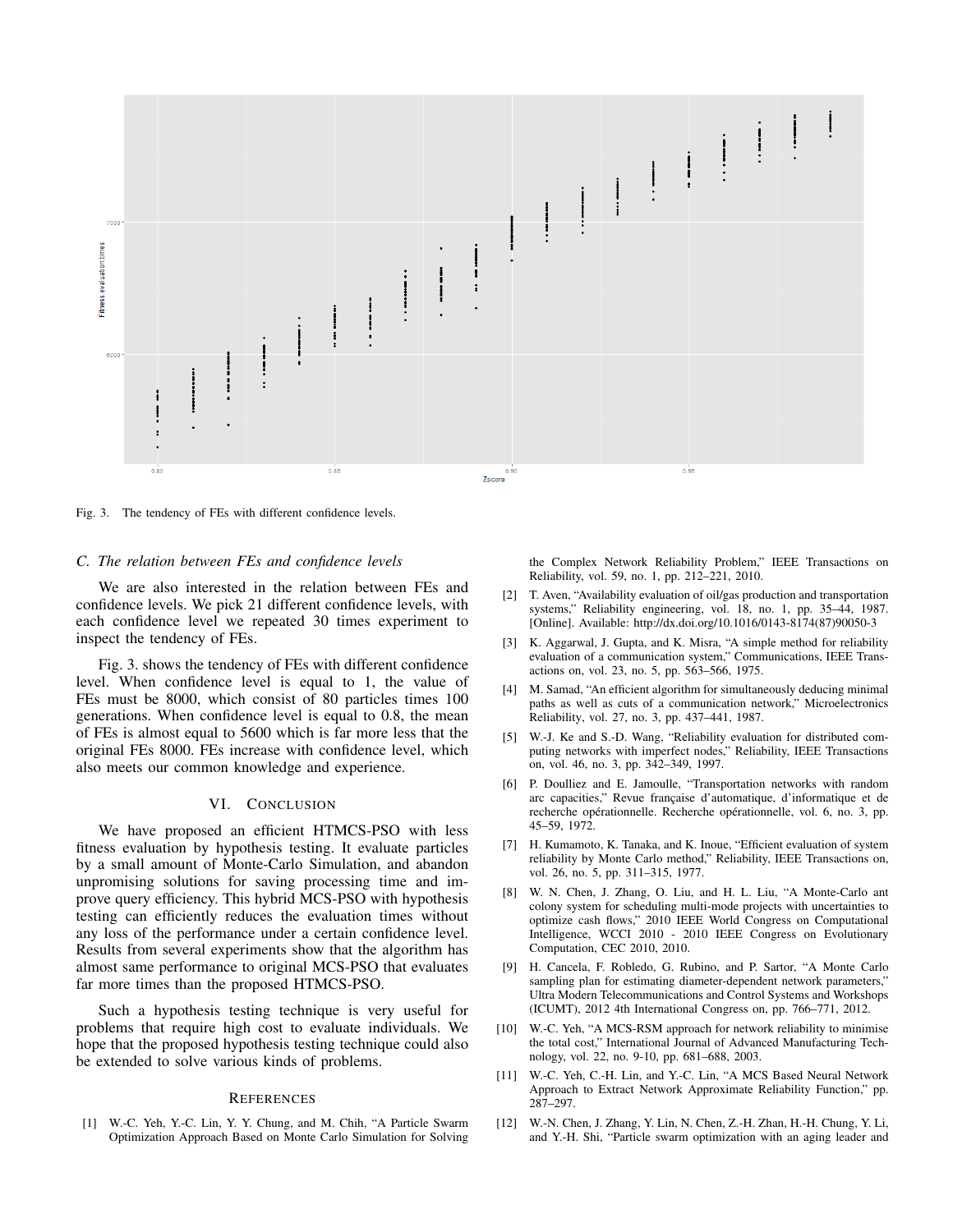Fig. 3. The tendency of FEs with different confidence levels.

### C. The relation between FEs and confidence levels

We are also interested in the relation between FEs and confidence levels. We pick 21 different confidence levels, with each confidence level we repeated 30 times experiment to inspect the tendency of FEs.

Fig. 3. shows the tendency of FEs with different confidence level. When confidence level is equal to 1, the value of FEs must be 8000, which consist of 80 particles times 100 generations. When confidence level is equal to 0.8, the mean of FEs is almost equal to 5600 which is far more less that the original FEs 8000. FEs increase with confidence level, which also meets our common knowledge and experience.

## VI. Conclusion

We have proposed an efficient HTMCS-PSO with less fitness evaluation by hypothesis testing. It evaluate particles by a small amount of Monte-Carlo Simulation, and abandon unpromising solutions for saving processing time and improve query efficiency. This hybrid MCS-PSO with hypothesis testing can efficiently reduces the evaluation times without any loss of the performance under a certain confidence level. Results from several experiments show that the algorithm has almost same performance to original MCS-PSO that evaluates far more times than the proposed HTMCS-PSO.

Such a hypothesis testing technique is very useful for problems that require high cost to evaluate individuals. We hope that the proposed hypothesis testing technique could also be extended to solve various kinds of problems.

## References

[1] W.-C. Yeh, Y.-C. Lin, Y. Y. Chung, and M. Chih, "A Particle Swarm Optimization Approach Based on Monte Carlo Simulation for Solving the Complex Network Reliability Problem," IEEE Transactions on Reliability, vol. 59, no. 1, pp. 212–221, 2010.

[2] T. Aven, "Availability evaluation of oil/gas production and transportation systems," Reliability engineering, vol. 18, no. 1, pp. 35–44, 1987. [Online]. Available: http://dx.doi.org/10.1016/0143-8174(87)90050-3

[3] K. Aggarwal, J. Gupta, and K. Misra, "A simple method for reliability evaluation of a communication system," Communications, IEEE Transactions on, vol. 23, no. 5, pp. 563–566, 1975.

[4] M. Samad, "An efficient algorithm for simultaneously deducing minimal paths as well as cuts of a communication network," Microelectronics Reliability, vol. 27, no. 3, pp. 437–441, 1987.

[5] W.-J. Ke and S.-D. Wang, "Reliability evaluation for distributed computing networks with imperfect nodes," Reliability, IEEE Transactions on, vol. 46, no. 3, pp. 342–349, 1997.

[6] P. Doulliez and E. Jamoulle, "Transportation networks with random arc capacities," Revue française d'automatique, d'informatique et de recherche opérationnelle. Recherche opérationnelle, vol. 6, no. 3, pp. 45–59, 1972.

[7] H. Kumamoto, K. Tanaka, and K. Inoue, "Efficient evaluation of system reliability by Monte Carlo method," Reliability, IEEE Transactions on, vol. 26, no. 5, pp. 311–315, 1977.

[8] W. N. Chen, J. Zhang, O. Liu, and H. L. Liu, "A Monte-Carlo ant colony system for scheduling multi-mode projects with uncertainties to optimize cash flows," 2010 IEEE World Congress on Computational Intelligence, WCCI 2010 - 2010 IEEE Congress on Evolutionary Computation, CEC 2010, 2010.

[9] H. Cancela, F. Robledo, G. Rubino, and P. Sartor, "A Monte Carlo sampling plan for estimating diameter-dependent network parameters," Ultra Modern Telecommunications and Control Systems and Workshops (ICUMT), 2012 4th International Congress on, pp. 766–771, 2012.

[10] W.-C. Yeh, "A MCS-RSM approach for network reliability to minimise the total cost," International Journal of Advanced Manufacturing Technology, vol. 22, no. 9-10, pp. 681–688, 2003.

[11] W.-C. Yeh, C.-H. Lin, and Y.-C. Lin, "A MCS Based Neural Network Approach to Extract Network Approximate Reliability Function," pp. 287–297.

[12] W.-N. Chen, J. Zhang, Y. Lin, N. Chen, Z.-H. Zhan, H.-H. Chung, Y. Li, and Y.-H. Shi, "Particle swarm optimization with an aging leader and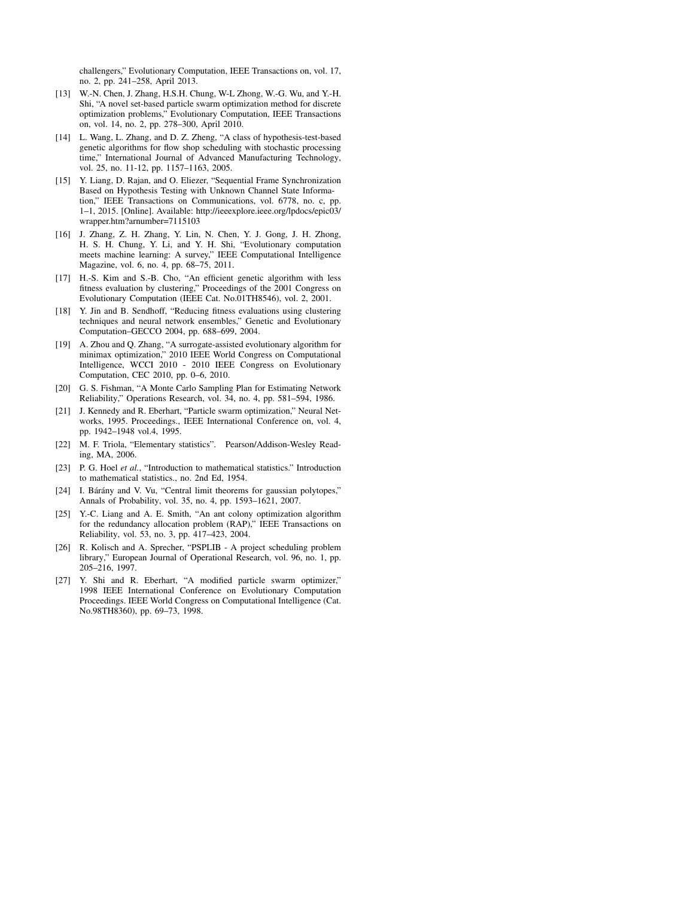challengers," Evolutionary Computation, IEEE Transactions on, vol. 17, no. 2, pp. 241–258, April 2013.

[13] W.-N. Chen, J. Zhang, H.S.H. Chung, W-L Zhong, W.-G. Wu, and Y.-H. Shi, "A novel set-based particle swarm optimization method for discrete optimization problems," Evolutionary Computation, IEEE Transactions on, vol. 14, no. 2, pp. 278–300, April 2010.

[14] L. Wang, L. Zhang, and D. Z. Zheng, "A class of hypothesis-test-based genetic algorithms for flow shop scheduling with stochastic processing time," International Journal of Advanced Manufacturing Technology, vol. 25, no. 11-12, pp. 1157–1163, 2005.

[15] Y. Liang, D. Rajan, and O. Eliezer, "Sequential Frame Synchronization Based on Hypothesis Testing with Unknown Channel State Information," IEEE Transactions on Communications, vol. 6778, no. c, pp. 1–1, 2015. [Online]. Available: http://ieeexplore.ieee.org/lpdocs/epic03/wrapper.htm?arnumber=7115103

[16] J. Zhang, Z. H. Zhang, Y. Lin, N. Chen, Y. J. Gong, J. H. Zhong, H. S. H. Chung, Y. Li, and Y. H. Shi, "Evolutionary computation meets machine learning: A survey," IEEE Computational Intelligence Magazine, vol. 6, no. 4, pp. 68–75, 2011.

[17] H.-S. Kim and S.-B. Cho, "An efficient genetic algorithm with less fitness evaluation by clustering," Proceedings of the 2001 Congress on Evolutionary Computation (IEEE Cat. No.01TH8546), vol. 2, 2001.

[18] Y. Jin and B. Sendhoff, "Reducing fitness evaluations using clustering techniques and neural network ensembles," Genetic and Evolutionary Computation–GECCO 2004, pp. 688–699, 2004.

[19] A. Zhou and Q. Zhang, "A surrogate-assisted evolutionary algorithm for minimax optimization," 2010 IEEE World Congress on Computational Intelligence, WCCI 2010 - 2010 IEEE Congress on Evolutionary Computation, CEC 2010, pp. 0–6, 2010.

[20] G. S. Fishman, "A Monte Carlo Sampling Plan for Estimating Network Reliability," Operations Research, vol. 34, no. 4, pp. 581–594, 1986.

[21] J. Kennedy and R. Eberhart, "Particle swarm optimization," Neural Networks, 1995. Proceedings., IEEE International Conference on, vol. 4, pp. 1942–1948 vol.4, 1995.

[22] M. F. Triola, "Elementary statistics". Pearson/Addison-Wesley Reading, MA, 2006.

[23] P. G. Hoel *et al.*, "Introduction to mathematical statistics." Introduction to mathematical statistics., no. 2nd Ed, 1954.

[24] I. Bárány and V. Vu, "Central limit theorems for gaussian polytopes," Annals of Probability, vol. 35, no. 4, pp. 1593–1621, 2007.

[25] Y.-C. Liang and A. E. Smith, "An ant colony optimization algorithm for the redundancy allocation problem (RAP)," IEEE Transactions on Reliability, vol. 53, no. 3, pp. 417–423, 2004.

[26] R. Kolisch and A. Sprecher, "PSPLIB - A project scheduling problem library," European Journal of Operational Research, vol. 96, no. 1, pp. 205–216, 1997.

[27] Y. Shi and R. Eberhart, "A modified particle swarm optimizer," 1998 IEEE International Conference on Evolutionary Computation Proceedings. IEEE World Congress on Computational Intelligence (Cat. No.98TH8360), pp. 69–73, 1998.